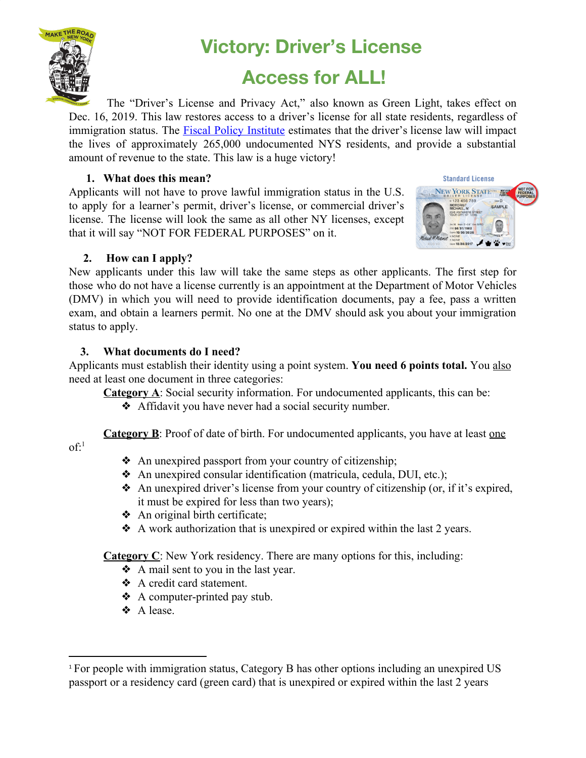# Victory: Driver's License Access for ALL!

The "Driver's License and Privacy Act," also known as Green Light, takes effect on Dec. 16, 2019. This law restores access to a driver's license for all state residents, regardless of immigration status. The [Fiscal Policy Institute](Fiscal Policy Institute) estimates that the driver's license law will impact the lives of approximately 265,000 undocumented NYS residents, and provide a substantial amount of revenue to the state. This law is a huge victory!

## 1. What does this mean?

Applicants will not have to prove lawful immigration status in the U.S. to apply for a learner's permit, driver's license, or commercial driver's license. The license will look the same as all other NY licenses, except that it will say "NOT FOR FEDERAL PURPOSES" on it.

## 2. How can I apply?

New applicants under this law will take the same steps as other applicants. The first step for those who do not have a license currently is an appointment at the Department of Motor Vehicles (DMV) in which you will need to provide identification documents, pay a fee, pass a written exam, and obtain a learners permit. No one at the DMV should ask you about your immigration status to apply.

## 3. What documents do I need?

Applicants must establish their identity using a point system. **You need 6 points total.** You also need at least one document in three categories:

**Category A**: Social security information. For undocumented applicants, this can be:

- Affidavit you have never had a social security number.

**Category B**: Proof of date of birth. For undocumented applicants, you have at least one of:[1]

- An unexpired passport from your country of citizenship;
- An unexpired consular identification (matricula, cedula, DUI, etc.);
- An unexpired driver's license from your country of citizenship (or, if it's expired, it must be expired for less than two years);
- An original birth certificate;
- A work authorization that is unexpired or expired within the last 2 years.

**Category C**: New York residency. There are many options for this, including:

- A mail sent to you in the last year.
- A credit card statement.
- A computer-printed pay stub.
- A lease.

---

[1] For people with immigration status, Category B has other options including an unexpired US passport or a residency card (green card) that is unexpired or expired within the last 2 years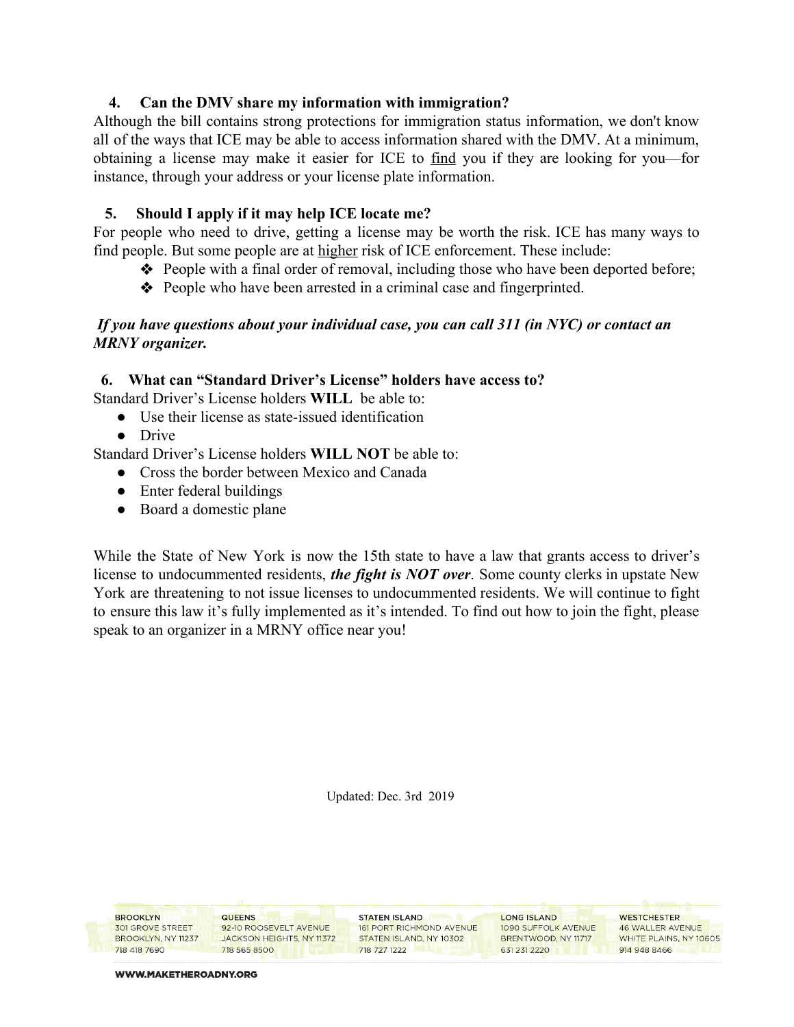### 4. Can the DMV share my information with immigration?

Although the bill contains strong protections for immigration status information, we don't know all of the ways that ICE may be able to access information shared with the DMV. At a minimum, obtaining a license may make it easier for ICE to <u>find</u> you if they are looking for you—for instance, through your address or your license plate information.

### 5. Should I apply if it may help ICE locate me?

For people who need to drive, getting a license may be worth the risk. ICE has many ways to find people. But some people are at <u>higher</u> risk of ICE enforcement. These include:

- People with a final order of removal, including those who have been deported before;
- People who have been arrested in a criminal case and fingerprinted.

***If you have questions about your individual case, you can call 311 (in NYC) or contact an MRNY organizer.***

### 6. What can "Standard Driver's License" holders have access to?

Standard Driver's License holders **WILL** be able to:

- Use their license as state-issued identification
- Drive

Standard Driver's License holders **WILL NOT** be able to:

- Cross the border between Mexico and Canada
- Enter federal buildings
- Board a domestic plane

While the State of New York is now the 15th state to have a law that grants access to driver's license to undocummented residents, ***the fight is NOT over***. Some county clerks in upstate New York are threatening to not issue licenses to undocummented residents. We will continue to fight to ensure this law it's fully implemented as it's intended. To find out how to join the fight, please speak to an organizer in a MRNY office near you!

Updated: Dec. 3rd 2019

**BROOKLYN**
301 GROVE STREET
BROOKLYN, NY 11237
718 418 7690

**QUEENS**
92-10 ROOSEVELT AVENUE
JACKSON HEIGHTS, NY 11372
718 565 8500

**STATEN ISLAND**
161 PORT RICHMOND AVENUE
STATEN ISLAND, NY 10302
718 727 1222

**LONG ISLAND**
1090 SUFFOLK AVENUE
BRENTWOOD, NY 11717
631 231 2220

**WESTCHESTER**
46 WALLER AVENUE
WHITE PLAINS, NY 10605
914 948 8466

WWW.MAKETHEROADNY.ORG